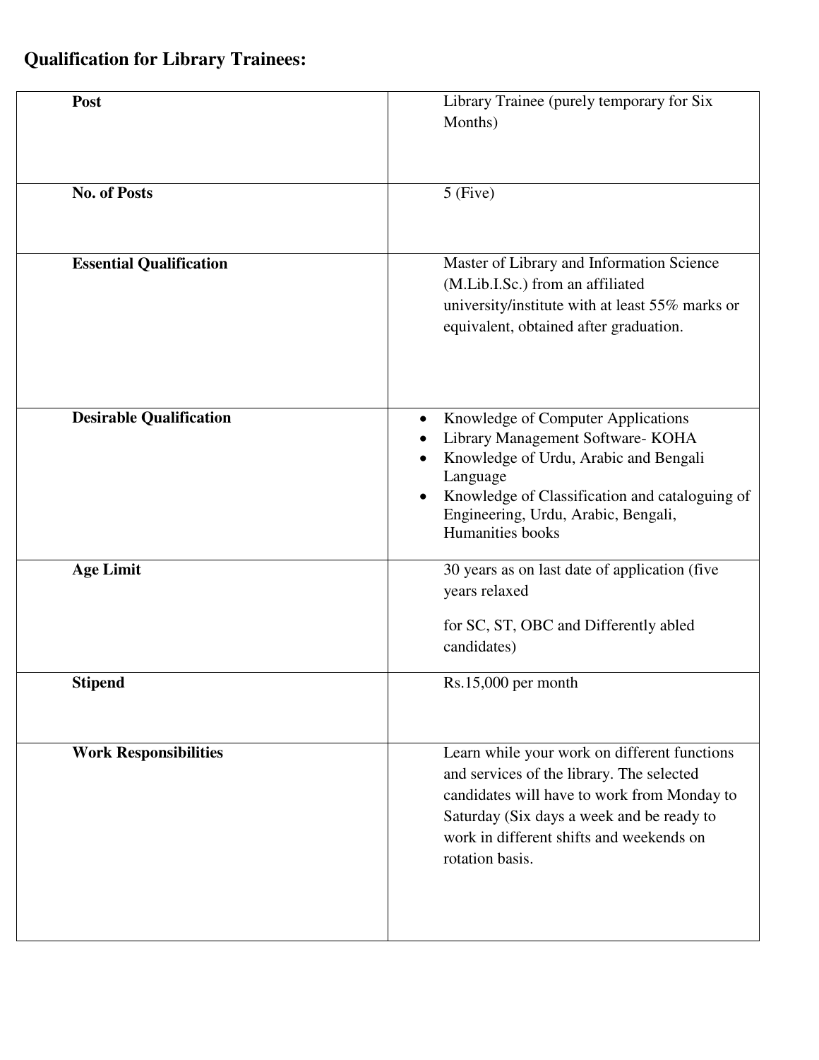## Qualification for Library Trainees:

| | |
|---|---|
| **Post** | Library Trainee (purely temporary for Six Months) |
| **No. of Posts** | 5 (Five) |
| **Essential Qualification** | Master of Library and Information Science (M.Lib.I.Sc.) from an affiliated university/institute with at least 55% marks or equivalent, obtained after graduation. |
| **Desirable Qualification** | • Knowledge of Computer Applications<br>• Library Management Software- KOHA<br>• Knowledge of Urdu, Arabic and Bengali Language<br>• Knowledge of Classification and cataloguing of Engineering, Urdu, Arabic, Bengali, Humanities books |
| **Age Limit** | 30 years as on last date of application (five years relaxed<br><br>for SC, ST, OBC and Differently abled candidates) |
| **Stipend** | Rs.15,000 per month |
| **Work Responsibilities** | Learn while your work on different functions and services of the library. The selected candidates will have to work from Monday to Saturday (Six days a week and be ready to work in different shifts and weekends on rotation basis. |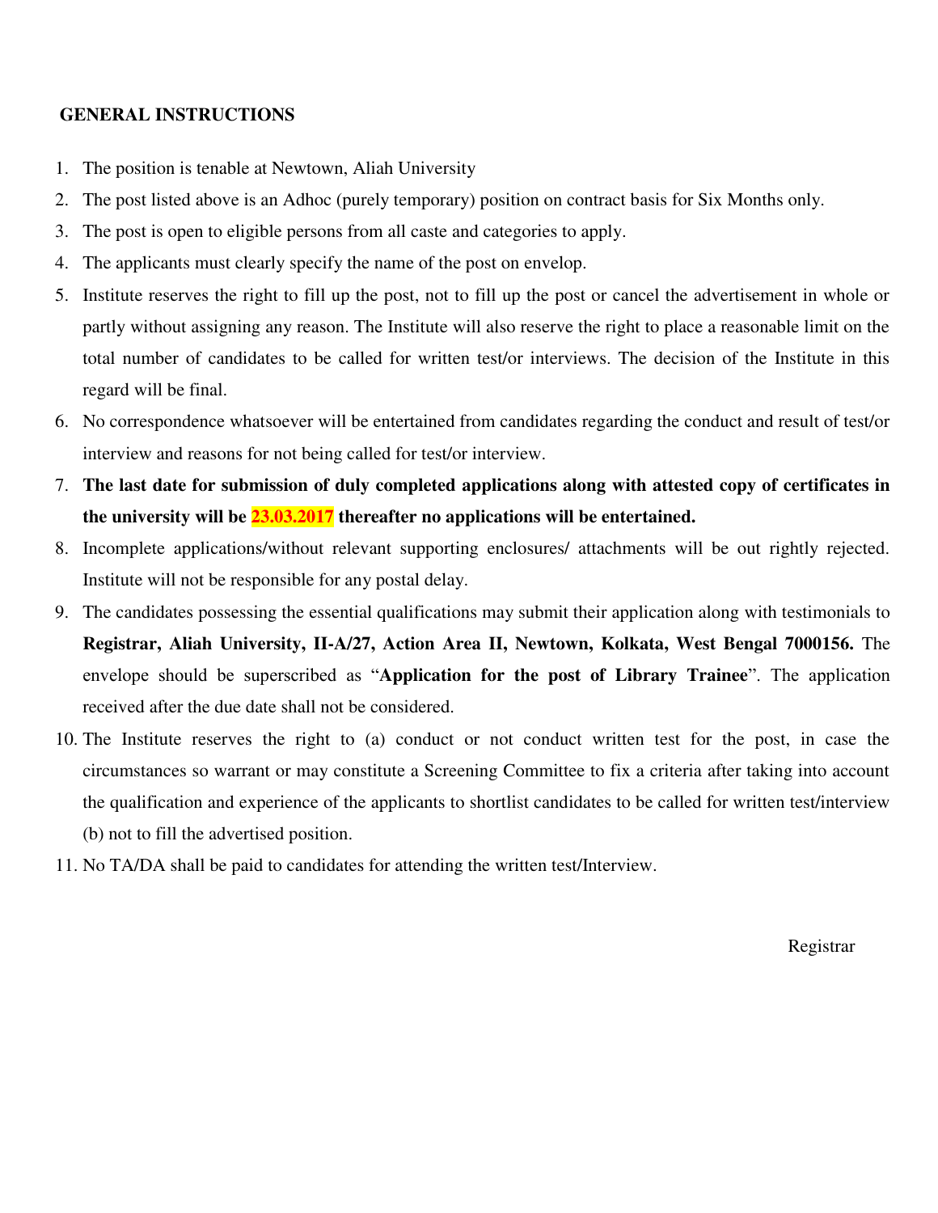## GENERAL INSTRUCTIONS

1. The position is tenable at Newtown, Aliah University
2. The post listed above is an Adhoc (purely temporary) position on contract basis for Six Months only.
3. The post is open to eligible persons from all caste and categories to apply.
4. The applicants must clearly specify the name of the post on envelop.
5. Institute reserves the right to fill up the post, not to fill up the post or cancel the advertisement in whole or partly without assigning any reason. The Institute will also reserve the right to place a reasonable limit on the total number of candidates to be called for written test/or interviews. The decision of the Institute in this regard will be final.
6. No correspondence whatsoever will be entertained from candidates regarding the conduct and result of test/or interview and reasons for not being called for test/or interview.
7. **The last date for submission of duly completed applications along with attested copy of certificates in the university will be 23.03.2017 thereafter no applications will be entertained.**
8. Incomplete applications/without relevant supporting enclosures/ attachments will be out rightly rejected. Institute will not be responsible for any postal delay.
9. The candidates possessing the essential qualifications may submit their application along with testimonials to **Registrar, Aliah University, II-A/27, Action Area II, Newtown, Kolkata, West Bengal 7000156.** The envelope should be superscribed as "**Application for the post of Library Trainee**". The application received after the due date shall not be considered.
10. The Institute reserves the right to (a) conduct or not conduct written test for the post, in case the circumstances so warrant or may constitute a Screening Committee to fix a criteria after taking into account the qualification and experience of the applicants to shortlist candidates to be called for written test/interview (b) not to fill the advertised position.
11. No TA/DA shall be paid to candidates for attending the written test/Interview.

Registrar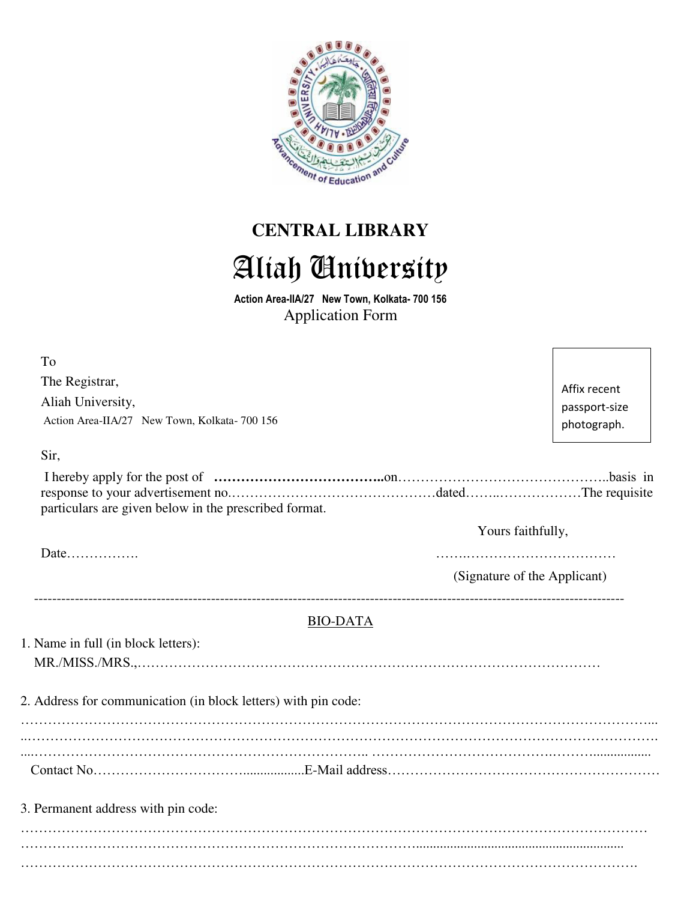# CENTRAL LIBRARY

# Aliah University

**Action Area-IIA/27 New Town, Kolkata- 700 156**

Application Form

To

The Registrar,

Aliah University,

Action Area-IIA/27 New Town, Kolkata- 700 156

Affix recent passport-size photograph.

Sir,

I hereby apply for the post of **………………………………..**on………………………………………..basis in response to your advertisement no.………………………………………dated……..………………The requisite particulars are given below in the prescribed format.

Yours faithfully,

Date…………….

……..……………………………

(Signature of the Applicant)

---

BIO-DATA

1. Name in full (in block letters):
   MR./MISS./MRS.,………………………………………………………………………………………

2. Address for communication (in block letters) with pin code:
   ……………………………………………………………………………………………………………………...
   ..…………………………………………………………………………………………………………………….
   ....……………………………………………………………….. ………………………………….……..................
   Contact No…………………………..................E-Mail address…………………………………………………

3. Permanent address with pin code:
   ……………………………………………………………………………………………………………………
   ……………………………………………………………………………..........................................................
   …………………………………………………………………………………………………………………….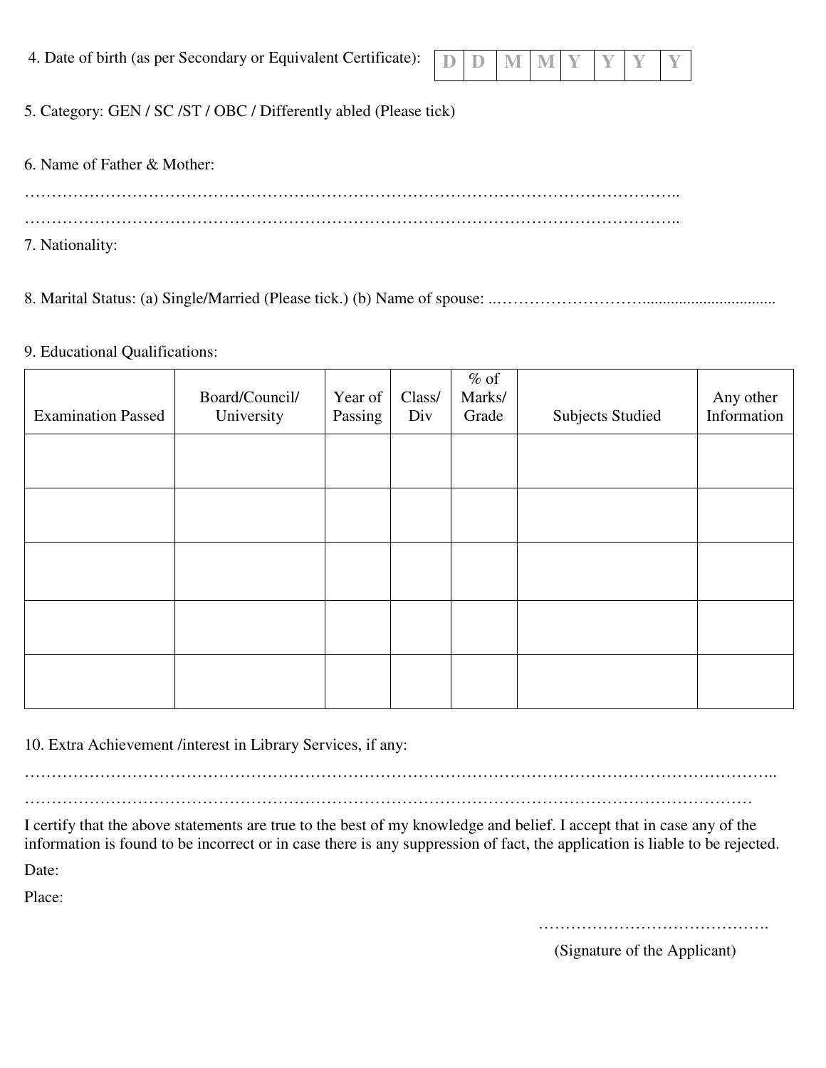4. Date of birth (as per Secondary or Equivalent Certificate): | D | D | M | M | Y | Y | Y | Y |

5. Category: GEN / SC /ST / OBC / Differently abled (Please tick)

6. Name of Father & Mother:

…………………………………………………………………………………………………………..

…………………………………………………………………………………………………………..

7. Nationality:

8. Marital Status: (a) Single/Married (Please tick.) (b) Name of spouse: ..……………………….................................

9. Educational Qualifications:

| Examination Passed | Board/Council/ University | Year of Passing | Class/ Div | % of Marks/ Grade | Subjects Studied | Any other Information |
|---|---|---|---|---|---|---|
| | | | | | | |
| | | | | | | |
| | | | | | | |
| | | | | | | |
| | | | | | | |

10. Extra Achievement /interest in Library Services, if any:

……………………………………………………………………………………………………………………..

……………………………………………………………………………………………………………………

I certify that the above statements are true to the best of my knowledge and belief. I accept that in case any of the information is found to be incorrect or in case there is any suppression of fact, the application is liable to be rejected.

Date:

Place:

…………………………………….

(Signature of the Applicant)